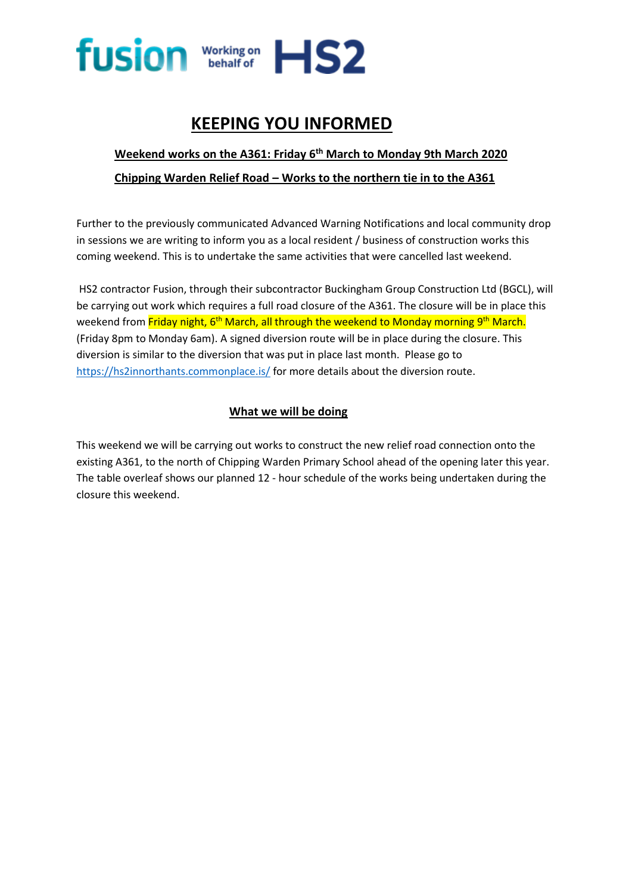fusion Working on behalf of HS2

# KEEPING YOU INFORMED

## Weekend works on the A361: Friday 6th March to Monday 9th March 2020

## Chipping Warden Relief Road – Works to the northern tie in to the A361

Further to the previously communicated Advanced Warning Notifications and local community drop in sessions we are writing to inform you as a local resident / business of construction works this coming weekend. This is to undertake the same activities that were cancelled last weekend.

HS2 contractor Fusion, through their subcontractor Buckingham Group Construction Ltd (BGCL), will be carrying out work which requires a full road closure of the A361. The closure will be in place this weekend from Friday night, 6th March, all through the weekend to Monday morning 9th March. (Friday 8pm to Monday 6am). A signed diversion route will be in place during the closure. This diversion is similar to the diversion that was put in place last month. Please go to https://hs2innorthants.commonplace.is/ for more details about the diversion route.

### What we will be doing

This weekend we will be carrying out works to construct the new relief road connection onto the existing A361, to the north of Chipping Warden Primary School ahead of the opening later this year. The table overleaf shows our planned 12 - hour schedule of the works being undertaken during the closure this weekend.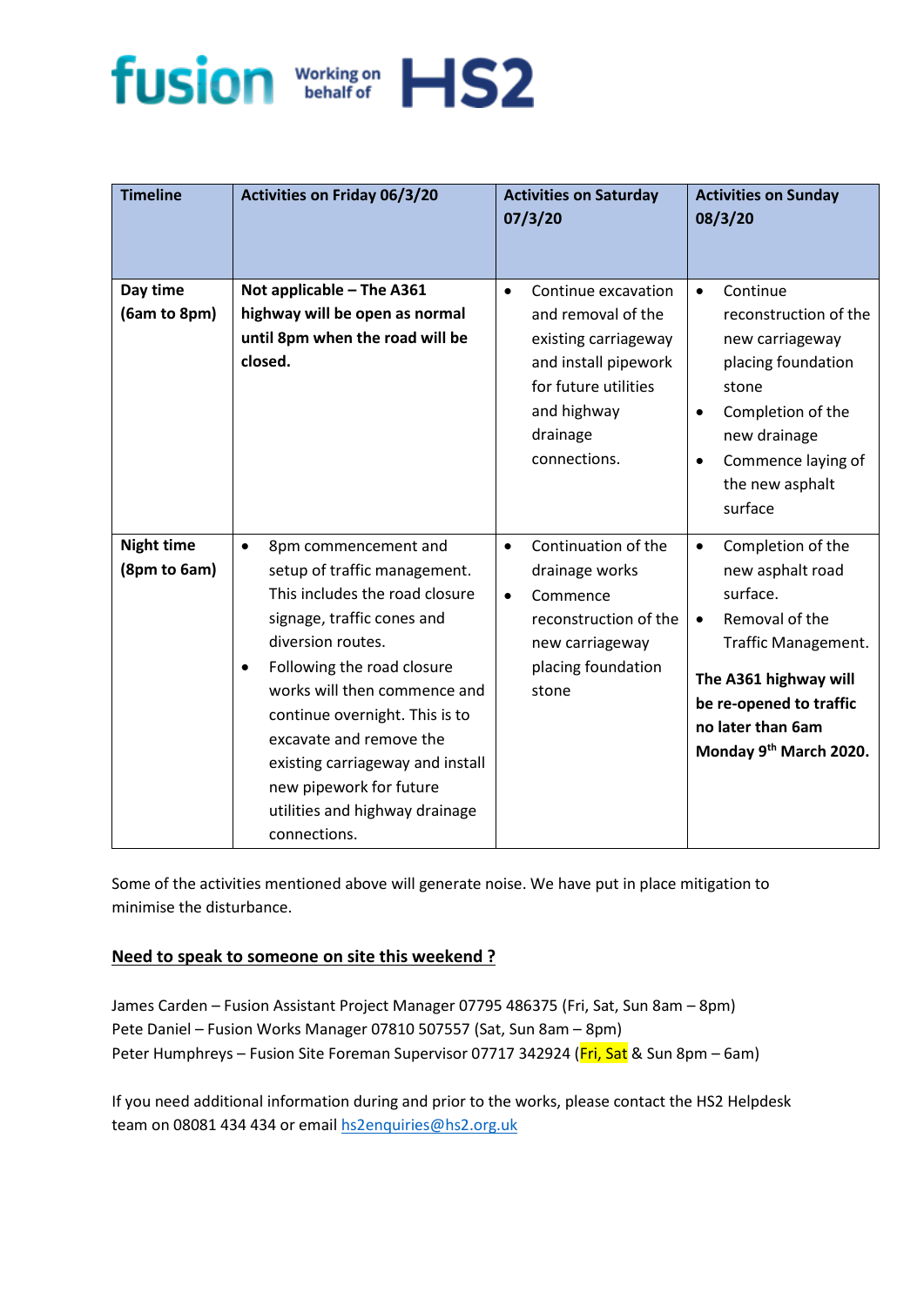fusion Working on behalf of HS2

| Timeline | Activities on Friday 06/3/20 | Activities on Saturday 07/3/20 | Activities on Sunday 08/3/20 |
|---|---|---|---|
| **Day time (6am to 8pm)** | **Not applicable – The A361 highway will be open as normal until 8pm when the road will be closed.** | • Continue excavation and removal of the existing carriageway and install pipework for future utilities and highway drainage connections. | • Continue reconstruction of the new carriageway placing foundation stone<br>• Completion of the new drainage<br>• Commence laying of the new asphalt surface |
| **Night time (8pm to 6am)** | • 8pm commencement and setup of traffic management. This includes the road closure signage, traffic cones and diversion routes.<br>• Following the road closure works will then commence and continue overnight. This is to excavate and remove the existing carriageway and install new pipework for future utilities and highway drainage connections. | • Continuation of the drainage works<br>• Commence reconstruction of the new carriageway placing foundation stone | • Completion of the new asphalt road surface.<br>• Removal of the Traffic Management.<br>**The A361 highway will be re-opened to traffic no later than 6am Monday 9th March 2020.** |

Some of the activities mentioned above will generate noise. We have put in place mitigation to minimise the disturbance.

**Need to speak to someone on site this weekend ?**

James Carden – Fusion Assistant Project Manager 07795 486375 (Fri, Sat, Sun 8am – 8pm)
Pete Daniel – Fusion Works Manager 07810 507557 (Sat, Sun 8am – 8pm)
Peter Humphreys – Fusion Site Foreman Supervisor 07717 342924 (Fri, Sat & Sun 8pm – 6am)

If you need additional information during and prior to the works, please contact the HS2 Helpdesk team on 08081 434 434 or email hs2enquiries@hs2.org.uk